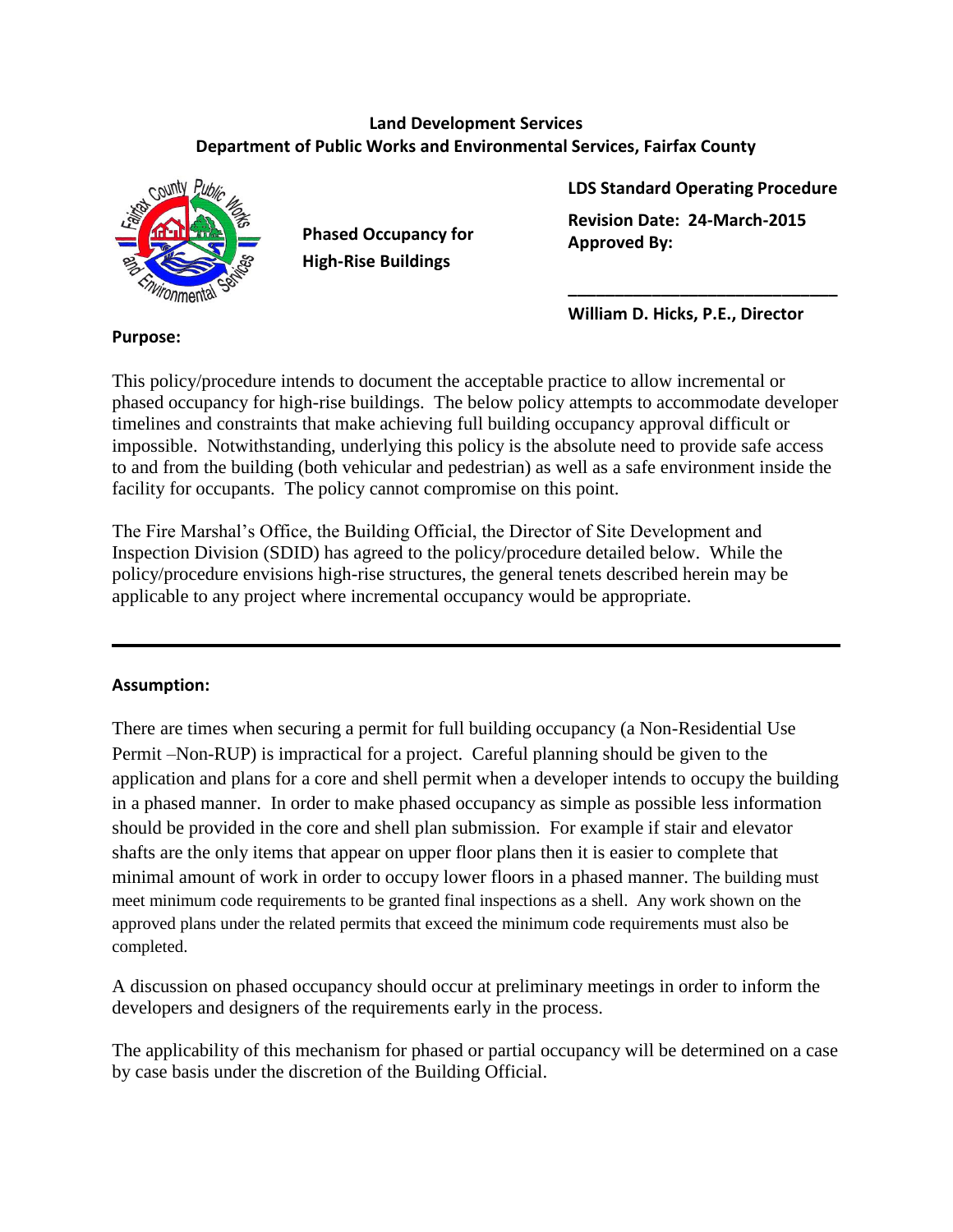**Land Development Services**
**Department of Public Works and Environmental Services, Fairfax County**

**Phased Occupancy for High-Rise Buildings**

**LDS Standard Operating Procedure**

**Revision Date: 24-March-2015**
**Approved By:**

**______________________________**

**William D. Hicks, P.E., Director**

**Purpose:**

This policy/procedure intends to document the acceptable practice to allow incremental or phased occupancy for high-rise buildings. The below policy attempts to accommodate developer timelines and constraints that make achieving full building occupancy approval difficult or impossible. Notwithstanding, underlying this policy is the absolute need to provide safe access to and from the building (both vehicular and pedestrian) as well as a safe environment inside the facility for occupants. The policy cannot compromise on this point.

The Fire Marshal's Office, the Building Official, the Director of Site Development and Inspection Division (SDID) has agreed to the policy/procedure detailed below. While the policy/procedure envisions high-rise structures, the general tenets described herein may be applicable to any project where incremental occupancy would be appropriate.

---

**Assumption:**

There are times when securing a permit for full building occupancy (a Non-Residential Use Permit –Non-RUP) is impractical for a project. Careful planning should be given to the application and plans for a core and shell permit when a developer intends to occupy the building in a phased manner. In order to make phased occupancy as simple as possible less information should be provided in the core and shell plan submission. For example if stair and elevator shafts are the only items that appear on upper floor plans then it is easier to complete that minimal amount of work in order to occupy lower floors in a phased manner. The building must meet minimum code requirements to be granted final inspections as a shell. Any work shown on the approved plans under the related permits that exceed the minimum code requirements must also be completed.

A discussion on phased occupancy should occur at preliminary meetings in order to inform the developers and designers of the requirements early in the process.

The applicability of this mechanism for phased or partial occupancy will be determined on a case by case basis under the discretion of the Building Official.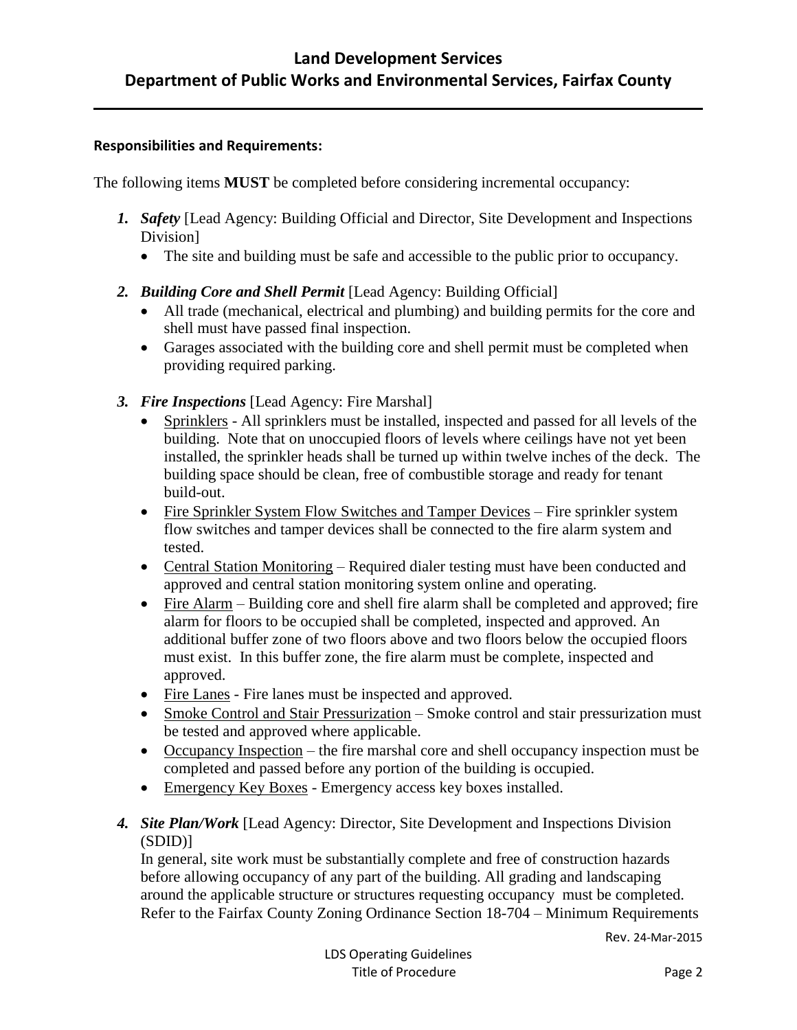**Responsibilities and Requirements:**

The following items **MUST** be completed before considering incremental occupancy:

1. ***Safety*** [Lead Agency: Building Official and Director, Site Development and Inspections Division]
   - The site and building must be safe and accessible to the public prior to occupancy.

2. ***Building Core and Shell Permit*** [Lead Agency: Building Official]
   - All trade (mechanical, electrical and plumbing) and building permits for the core and shell must have passed final inspection.
   - Garages associated with the building core and shell permit must be completed when providing required parking.

3. ***Fire Inspections*** [Lead Agency: Fire Marshal]
   - Sprinklers - All sprinklers must be installed, inspected and passed for all levels of the building. Note that on unoccupied floors of levels where ceilings have not yet been installed, the sprinkler heads shall be turned up within twelve inches of the deck. The building space should be clean, free of combustible storage and ready for tenant build-out.
   - Fire Sprinkler System Flow Switches and Tamper Devices – Fire sprinkler system flow switches and tamper devices shall be connected to the fire alarm system and tested.
   - Central Station Monitoring – Required dialer testing must have been conducted and approved and central station monitoring system online and operating.
   - Fire Alarm – Building core and shell fire alarm shall be completed and approved; fire alarm for floors to be occupied shall be completed, inspected and approved. An additional buffer zone of two floors above and two floors below the occupied floors must exist. In this buffer zone, the fire alarm must be complete, inspected and approved.
   - Fire Lanes - Fire lanes must be inspected and approved.
   - Smoke Control and Stair Pressurization – Smoke control and stair pressurization must be tested and approved where applicable.
   - Occupancy Inspection – the fire marshal core and shell occupancy inspection must be completed and passed before any portion of the building is occupied.
   - Emergency Key Boxes - Emergency access key boxes installed.

4. ***Site Plan/Work*** [Lead Agency: Director, Site Development and Inspections Division (SDID)]

   In general, site work must be substantially complete and free of construction hazards before allowing occupancy of any part of the building. All grading and landscaping around the applicable structure or structures requesting occupancy must be completed. Refer to the Fairfax County Zoning Ordinance Section 18-704 – Minimum Requirements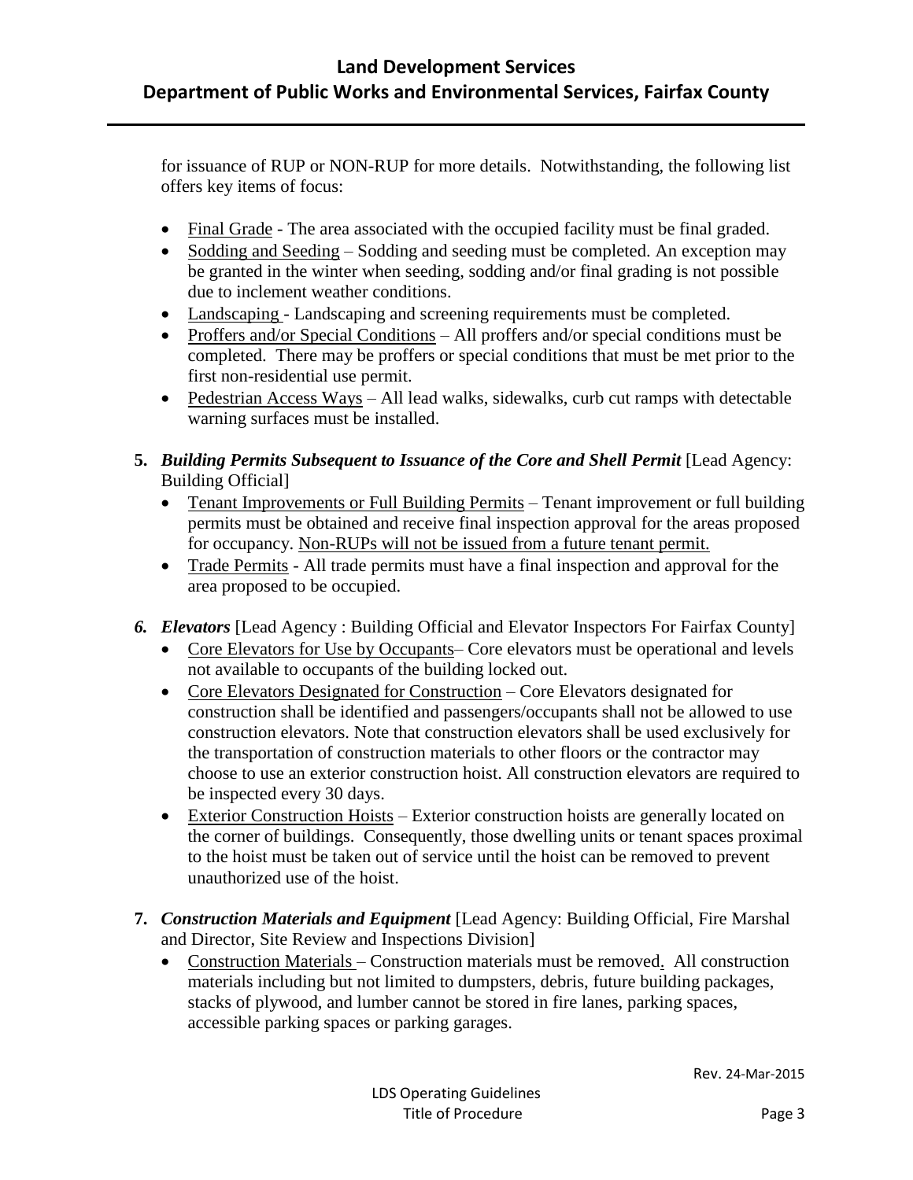for issuance of RUP or NON-RUP for more details. Notwithstanding, the following list offers key items of focus:

- Final Grade - The area associated with the occupied facility must be final graded.
- Sodding and Seeding – Sodding and seeding must be completed. An exception may be granted in the winter when seeding, sodding and/or final grading is not possible due to inclement weather conditions.
- Landscaping - Landscaping and screening requirements must be completed.
- Proffers and/or Special Conditions – All proffers and/or special conditions must be completed. There may be proffers or special conditions that must be met prior to the first non-residential use permit.
- Pedestrian Access Ways – All lead walks, sidewalks, curb cut ramps with detectable warning surfaces must be installed.

**5.** ***Building Permits Subsequent to Issuance of the Core and Shell Permit*** [Lead Agency: Building Official]

- Tenant Improvements or Full Building Permits – Tenant improvement or full building permits must be obtained and receive final inspection approval for the areas proposed for occupancy. Non-RUPs will not be issued from a future tenant permit.
- Trade Permits - All trade permits must have a final inspection and approval for the area proposed to be occupied.

***6. Elevators*** [Lead Agency : Building Official and Elevator Inspectors For Fairfax County]

- Core Elevators for Use by Occupants– Core elevators must be operational and levels not available to occupants of the building locked out.
- Core Elevators Designated for Construction – Core Elevators designated for construction shall be identified and passengers/occupants shall not be allowed to use construction elevators. Note that construction elevators shall be used exclusively for the transportation of construction materials to other floors or the contractor may choose to use an exterior construction hoist. All construction elevators are required to be inspected every 30 days.
- Exterior Construction Hoists – Exterior construction hoists are generally located on the corner of buildings. Consequently, those dwelling units or tenant spaces proximal to the hoist must be taken out of service until the hoist can be removed to prevent unauthorized use of the hoist.

**7.** ***Construction Materials and Equipment*** [Lead Agency: Building Official, Fire Marshal and Director, Site Review and Inspections Division]

- Construction Materials – Construction materials must be removed. All construction materials including but not limited to dumpsters, debris, future building packages, stacks of plywood, and lumber cannot be stored in fire lanes, parking spaces, accessible parking spaces or parking garages.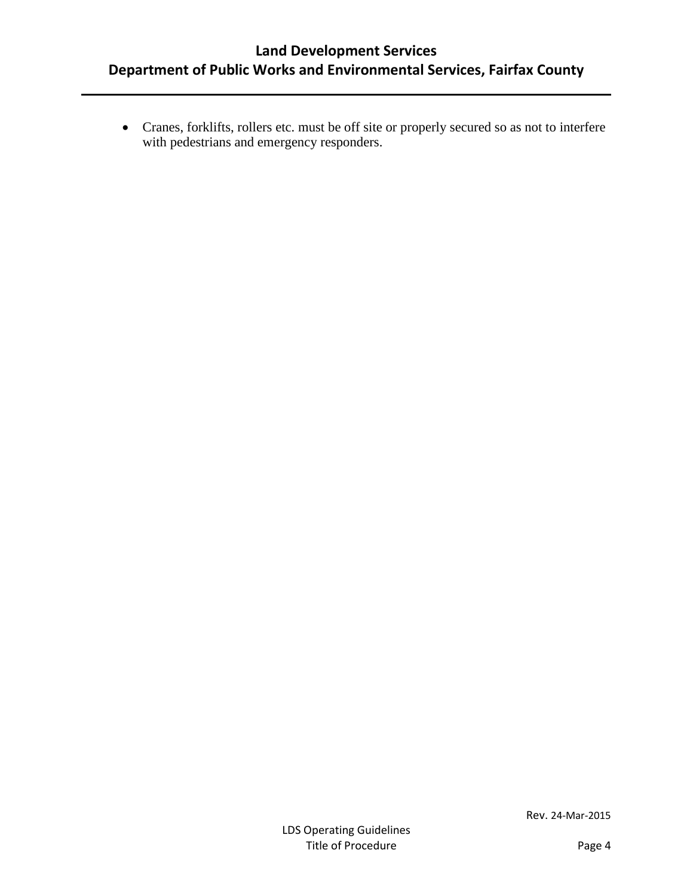- Cranes, forklifts, rollers etc. must be off site or properly secured so as not to interfere with pedestrians and emergency responders.